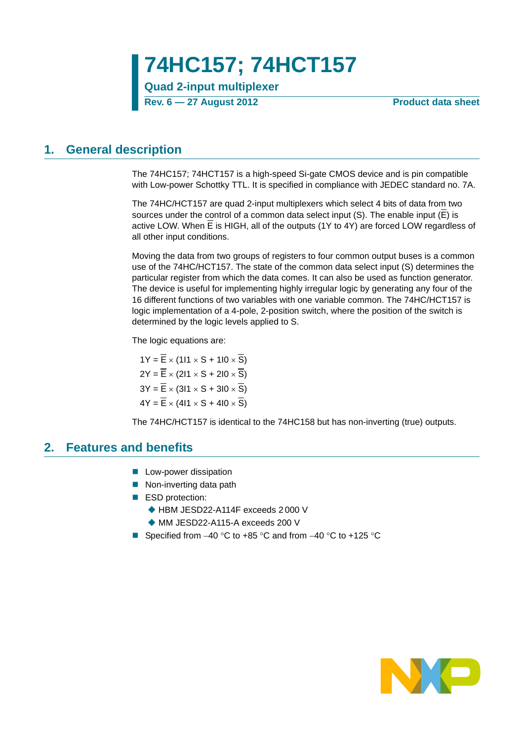# 74HC157; 74HCT157

**Quad 2-input multiplexer**

**Rev. 6 — 27 August 2012** **Product data sheet**

## 1. General description

The 74HC157; 74HCT157 is a high-speed Si-gate CMOS device and is pin compatible with Low-power Schottky TTL. It is specified in compliance with JEDEC standard no. 7A.

The 74HC/HCT157 are quad 2-input multiplexers which select 4 bits of data from two sources under the control of a common data select input (S). The enable input ($\overline{E}$) is active LOW. When $\overline{E}$ is HIGH, all of the outputs (1Y to 4Y) are forced LOW regardless of all other input conditions.

Moving the data from two groups of registers to four common output buses is a common use of the 74HC/HCT157. The state of the common data select input (S) determines the particular register from which the data comes. It can also be used as function generator. The device is useful for implementing highly irregular logic by generating any four of the 16 different functions of two variables with one variable common. The 74HC/HCT157 is logic implementation of a 4-pole, 2-position switch, where the position of the switch is determined by the logic levels applied to S.

The logic equations are:

$$1Y = \overline{E} \times (1I1 \times S + 1I0 \times \overline{S})$$

$$2Y = \overline{E} \times (2I1 \times S + 2I0 \times \overline{S})$$

$$3Y = \overline{E} \times (3I1 \times S + 3I0 \times \overline{S})$$

$$4Y = \overline{E} \times (4I1 \times S + 4I0 \times \overline{S})$$

The 74HC/HCT157 is identical to the 74HC158 but has non-inverting (true) outputs.

## 2. Features and benefits

- Low-power dissipation
- Non-inverting data path
- ESD protection:
  - HBM JESD22-A114F exceeds 2000 V
  - MM JESD22-A115-A exceeds 200 V
- Specified from −40 °C to +85 °C and from −40 °C to +125 °C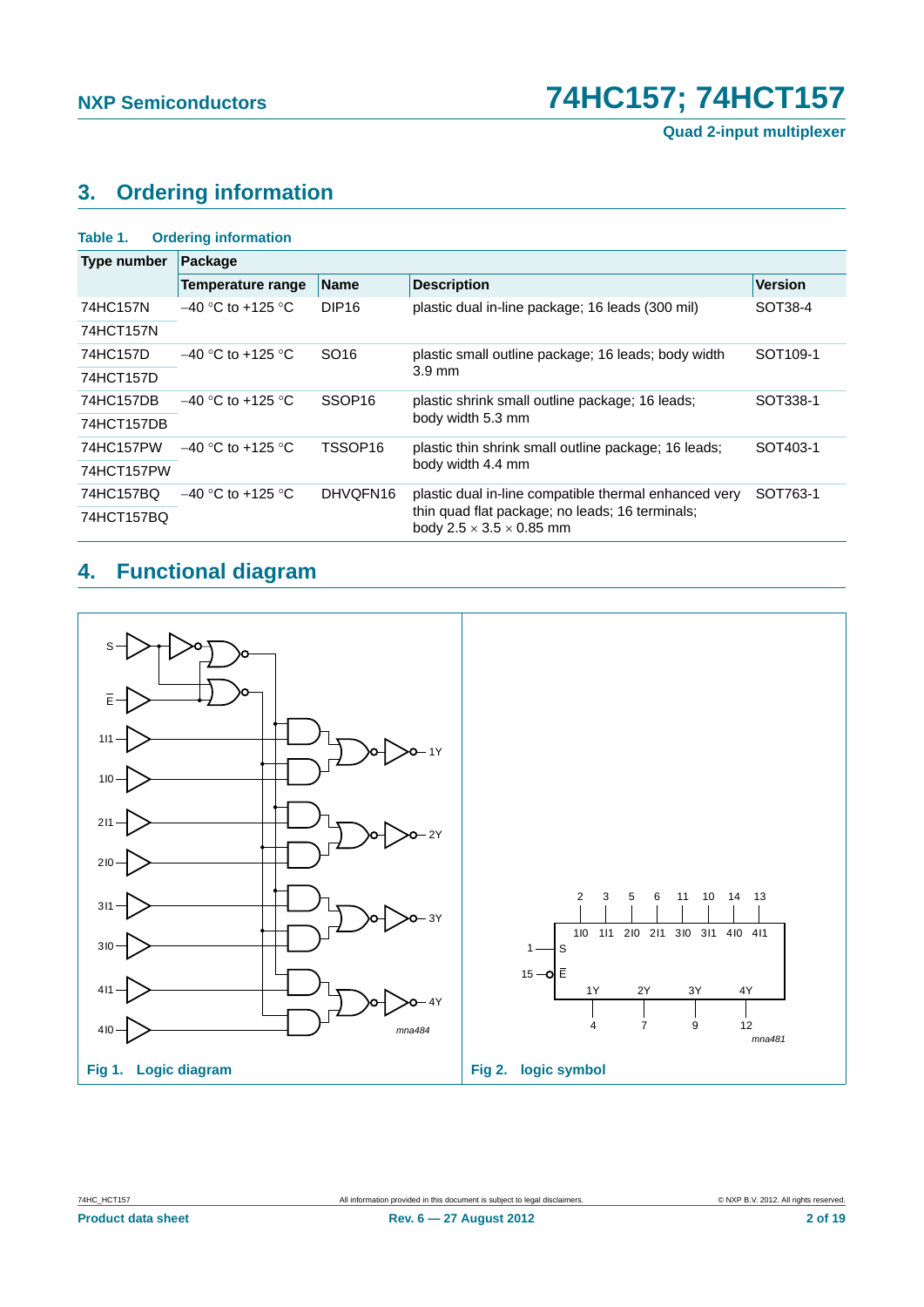## 3. Ordering information

**Table 1. Ordering information**

| Type number | Package | | | |
|---|---|---|---|---|
| | Temperature range | Name | Description | Version |
| 74HC157N<br>74HCT157N | −40 °C to +125 °C | DIP16 | plastic dual in-line package; 16 leads (300 mil) | SOT38-4 |
| 74HC157D<br>74HCT157D | −40 °C to +125 °C | SO16 | plastic small outline package; 16 leads; body width 3.9 mm | SOT109-1 |
| 74HC157DB<br>74HCT157DB | −40 °C to +125 °C | SSOP16 | plastic shrink small outline package; 16 leads; body width 5.3 mm | SOT338-1 |
| 74HC157PW<br>74HCT157PW | −40 °C to +125 °C | TSSOP16 | plastic thin shrink small outline package; 16 leads; body width 4.4 mm | SOT403-1 |
| 74HC157BQ<br>74HCT157BQ | −40 °C to +125 °C | DHVQFN16 | plastic dual in-line compatible thermal enhanced very thin quad flat package; no leads; 16 terminals; body 2.5 × 3.5 × 0.85 mm | SOT763-1 |

## 4. Functional diagram

**Fig 1. Logic diagram**

**Fig 2. logic symbol**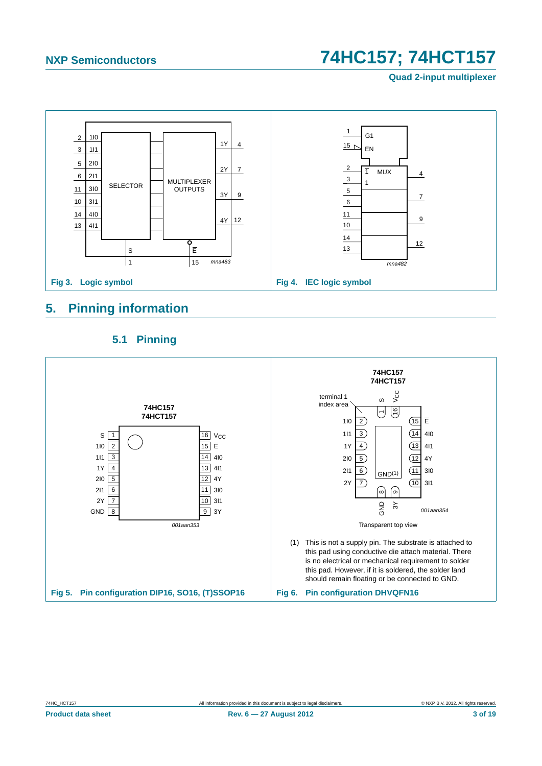Fig 3. Logic symbol

Fig 4. IEC logic symbol

## 5. Pinning information

### 5.1 Pinning

Fig 5. Pin configuration DIP16, SO16, (T)SSOP16

(1) This is not a supply pin. The substrate is attached to this pad using conductive die attach material. There is no electrical or mechanical requirement to solder this pad. However, if it is soldered, the solder land should remain floating or be connected to GND.

Fig 6. Pin configuration DHVQFN16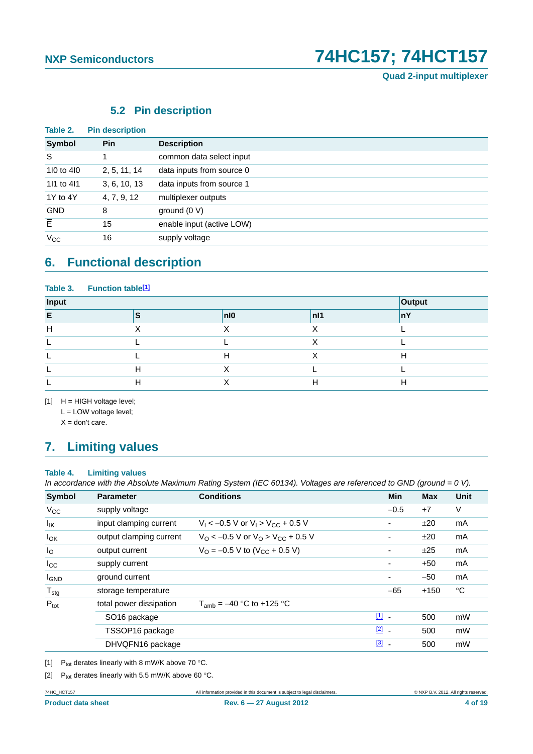### 5.2 Pin description

**Table 2. Pin description**

| Symbol | Pin | Description |
|---|---|---|
| S | 1 | common data select input |
| 1I0 to 4I0 | 2, 5, 11, 14 | data inputs from source 0 |
| 1I1 to 4I1 | 3, 6, 10, 13 | data inputs from source 1 |
| 1Y to 4Y | 4, 7, 9, 12 | multiplexer outputs |
| GND | 8 | ground (0 V) |
| $\overline{E}$ | 15 | enable input (active LOW) |
| $V_{CC}$ | 16 | supply voltage |

## 6. Functional description

**Table 3. Function table[1]**

| Input | | | | Output |
|---|---|---|---|---|
| $\overline{E}$ | S | nI0 | nI1 | nY |
| H | X | X | X | L |
| L | L | L | X | L |
| L | L | H | X | H |
| L | H | X | L | L |
| L | H | X | H | H |

[1] H = HIGH voltage level;
L = LOW voltage level;
X = don't care.

## 7. Limiting values

**Table 4. Limiting values**

*In accordance with the Absolute Maximum Rating System (IEC 60134). Voltages are referenced to GND (ground = 0 V).*

| Symbol | Parameter | Conditions | Min | Max | Unit |
|---|---|---|---|---|---|
| $V_{CC}$ | supply voltage | | −0.5 | +7 | V |
| $I_{IK}$ | input clamping current | $V_I < -0.5$ V or $V_I > V_{CC} + 0.5$ V | - | ±20 | mA |
| $I_{OK}$ | output clamping current | $V_O < -0.5$ V or $V_O > V_{CC} + 0.5$ V | - | ±20 | mA |
| $I_O$ | output current | $V_O = -0.5$ V to $(V_{CC} + 0.5$ V$)$ | - | ±25 | mA |
| $I_{CC}$ | supply current | | - | +50 | mA |
| $I_{GND}$ | ground current | | - | −50 | mA |
| $T_{stg}$ | storage temperature | | −65 | +150 | °C |
| $P_{tot}$ | total power dissipation | $T_{amb} = -40$ °C to +125 °C | | | |
| | SO16 package | [1] | - | 500 | mW |
| | TSSOP16 package | [2] | - | 500 | mW |
| | DHVQFN16 package | [3] | - | 500 | mW |

[1] $P_{tot}$ derates linearly with 8 mW/K above 70 °C.

[2] $P_{tot}$ derates linearly with 5.5 mW/K above 60 °C.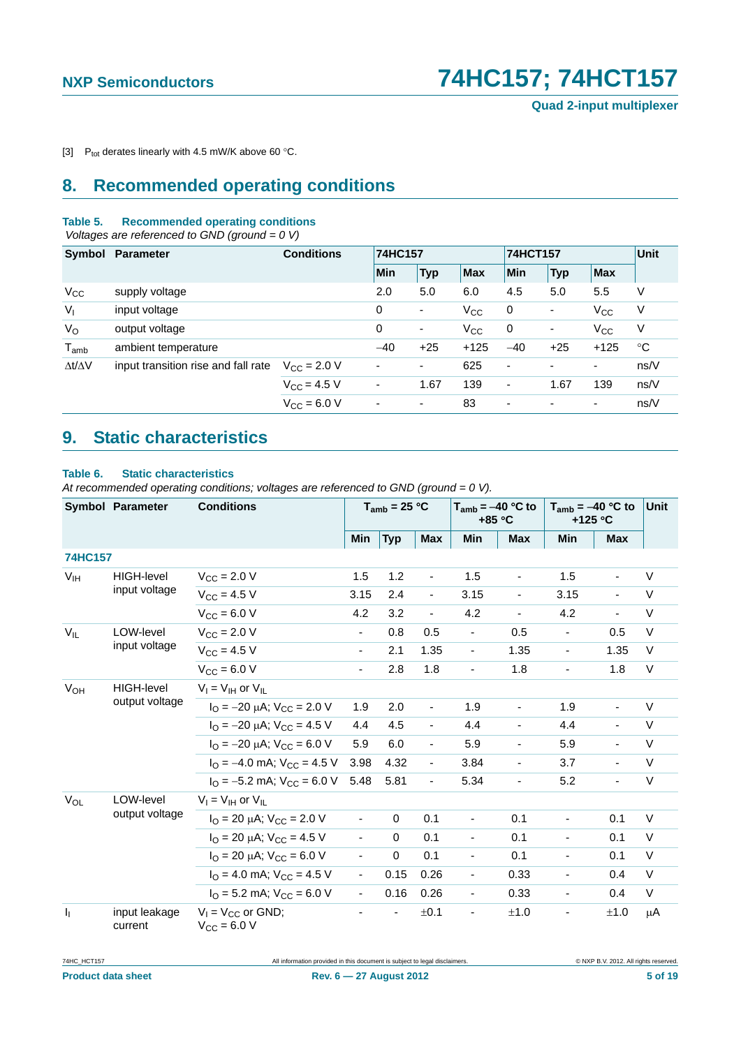[3] $P_{tot}$ derates linearly with 4.5 mW/K above 60 °C.

## 8. Recommended operating conditions

**Table 5. Recommended operating conditions**

*Voltages are referenced to GND (ground = 0 V)*

| Symbol | Parameter | Conditions | 74HC157 | | | 74HCT157 | | | Unit |
|---|---|---|---|---|---|---|---|---|---|
| | | | Min | Typ | Max | Min | Typ | Max | |
| $V_{CC}$ | supply voltage | | 2.0 | 5.0 | 6.0 | 4.5 | 5.0 | 5.5 | V |
| $V_I$ | input voltage | | 0 | - | $V_{CC}$ | 0 | - | $V_{CC}$ | V |
| $V_O$ | output voltage | | 0 | - | $V_{CC}$ | 0 | - | $V_{CC}$ | V |
| $T_{amb}$ | ambient temperature | | −40 | +25 | +125 | −40 | +25 | +125 | °C |
| $\Delta t/\Delta V$ | input transition rise and fall rate | $V_{CC}$ = 2.0 V | - | - | 625 | - | - | - | ns/V |
| | | $V_{CC}$ = 4.5 V | - | 1.67 | 139 | - | 1.67 | 139 | ns/V |
| | | $V_{CC}$ = 6.0 V | - | - | 83 | - | - | - | ns/V |

## 9. Static characteristics

**Table 6. Static characteristics**

*At recommended operating conditions; voltages are referenced to GND (ground = 0 V).*

| Symbol | Parameter | Conditions | $T_{amb}$ = 25 °C | | | $T_{amb}$ = −40 °C to +85 °C | | $T_{amb}$ = −40 °C to +125 °C | | Unit |
|---|---|---|---|---|---|---|---|---|---|---|
| | | | Min | Typ | Max | Min | Max | Min | Max | |
| **74HC157** | | | | | | | | | | |
| $V_{IH}$ | HIGH-level input voltage | $V_{CC}$ = 2.0 V | 1.5 | 1.2 | - | 1.5 | - | 1.5 | - | V |
| | | $V_{CC}$ = 4.5 V | 3.15 | 2.4 | - | 3.15 | - | 3.15 | - | V |
| | | $V_{CC}$ = 6.0 V | 4.2 | 3.2 | - | 4.2 | - | 4.2 | - | V |
| $V_{IL}$ | LOW-level input voltage | $V_{CC}$ = 2.0 V | - | 0.8 | 0.5 | - | 0.5 | - | 0.5 | V |
| | | $V_{CC}$ = 4.5 V | - | 2.1 | 1.35 | - | 1.35 | - | 1.35 | V |
| | | $V_{CC}$ = 6.0 V | - | 2.8 | 1.8 | - | 1.8 | - | 1.8 | V |
| $V_{OH}$ | HIGH-level output voltage | $V_I$ = $V_{IH}$ or $V_{IL}$ | | | | | | | | |
| | | $I_O$ = −20 μA; $V_{CC}$ = 2.0 V | 1.9 | 2.0 | - | 1.9 | - | 1.9 | - | V |
| | | $I_O$ = −20 μA; $V_{CC}$ = 4.5 V | 4.4 | 4.5 | - | 4.4 | - | 4.4 | - | V |
| | | $I_O$ = −20 μA; $V_{CC}$ = 6.0 V | 5.9 | 6.0 | - | 5.9 | - | 5.9 | - | V |
| | | $I_O$ = −4.0 mA; $V_{CC}$ = 4.5 V | 3.98 | 4.32 | - | 3.84 | - | 3.7 | - | V |
| | | $I_O$ = −5.2 mA; $V_{CC}$ = 6.0 V | 5.48 | 5.81 | - | 5.34 | - | 5.2 | - | V |
| $V_{OL}$ | LOW-level output voltage | $V_I$ = $V_{IH}$ or $V_{IL}$ | | | | | | | | |
| | | $I_O$ = 20 μA; $V_{CC}$ = 2.0 V | - | 0 | 0.1 | - | 0.1 | - | 0.1 | V |
| | | $I_O$ = 20 μA; $V_{CC}$ = 4.5 V | - | 0 | 0.1 | - | 0.1 | - | 0.1 | V |
| | | $I_O$ = 20 μA; $V_{CC}$ = 6.0 V | - | 0 | 0.1 | - | 0.1 | - | 0.1 | V |
| | | $I_O$ = 4.0 mA; $V_{CC}$ = 4.5 V | - | 0.15 | 0.26 | - | 0.33 | - | 0.4 | V |
| | | $I_O$ = 5.2 mA; $V_{CC}$ = 6.0 V | - | 0.16 | 0.26 | - | 0.33 | - | 0.4 | V |
| $I_I$ | input leakage current | $V_I$ = $V_{CC}$ or GND; $V_{CC}$ = 6.0 V | - | - | ±0.1 | - | ±1.0 | - | ±1.0 | μA |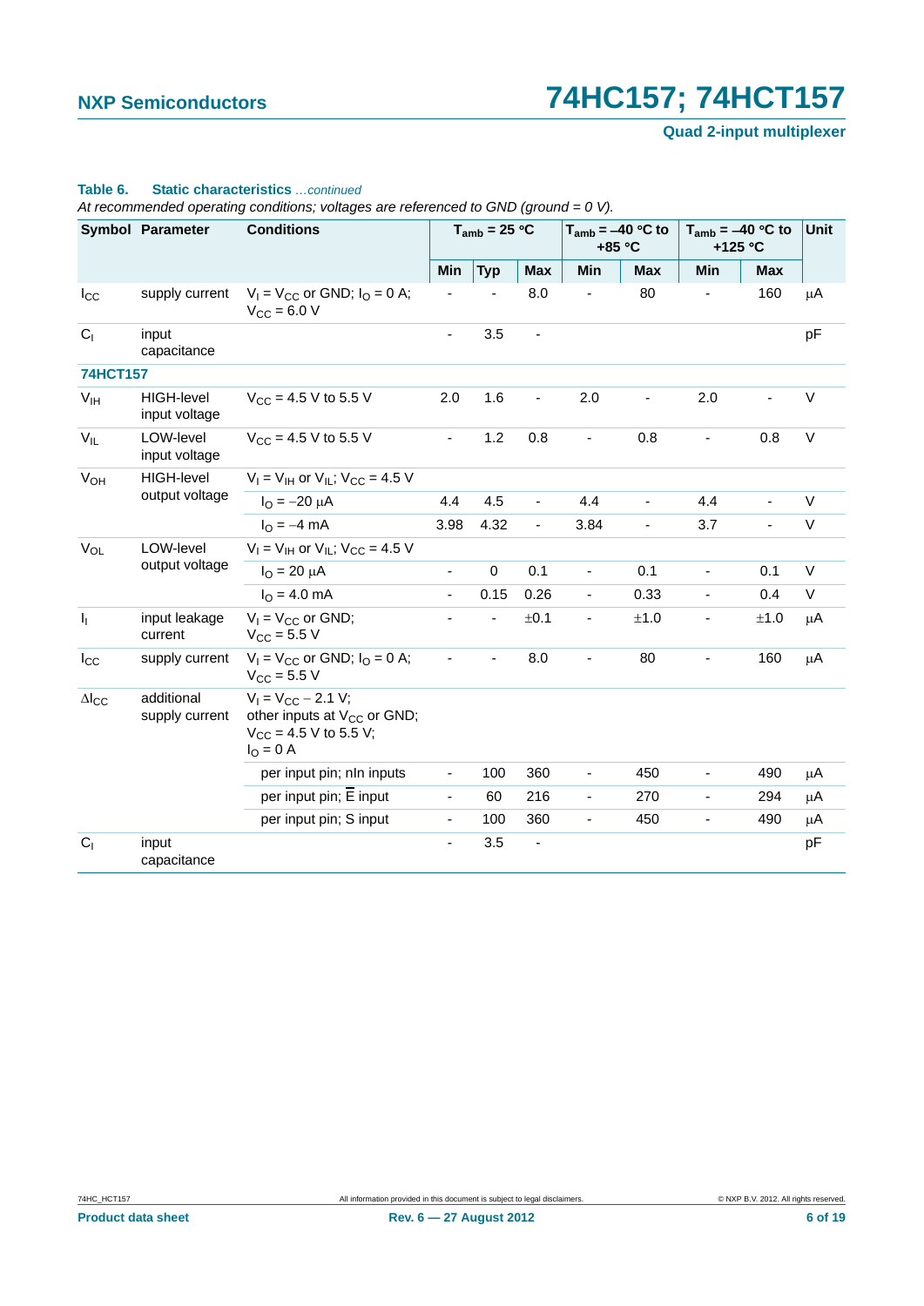**Table 6. Static characteristics** *...continued*

*At recommended operating conditions; voltages are referenced to GND (ground = 0 V).*

| Symbol | Parameter | Conditions | $T_{amb}$ = 25 °C | | | $T_{amb}$ = −40 °C to +85 °C | | $T_{amb}$ = −40 °C to +125 °C | | Unit |
|---|---|---|---|---|---|---|---|---|---|---|
| | | | Min | Typ | Max | Min | Max | Min | Max | |
| $I_{CC}$ | supply current | $V_I = V_{CC}$ or GND; $I_O$ = 0 A; $V_{CC}$ = 6.0 V | - | - | 8.0 | - | 80 | - | 160 | μA |
| $C_I$ | input capacitance | | - | 3.5 | - | | | | | pF |
| **74HCT157** | | | | | | | | | | |
| $V_{IH}$ | HIGH-level input voltage | $V_{CC}$ = 4.5 V to 5.5 V | 2.0 | 1.6 | - | 2.0 | - | 2.0 | - | V |
| $V_{IL}$ | LOW-level input voltage | $V_{CC}$ = 4.5 V to 5.5 V | - | 1.2 | 0.8 | - | 0.8 | - | 0.8 | V |
| $V_{OH}$ | HIGH-level output voltage | $V_I = V_{IH}$ or $V_{IL}$; $V_{CC}$ = 4.5 V | | | | | | | | |
| | | $I_O$ = −20 μA | 4.4 | 4.5 | - | 4.4 | - | 4.4 | - | V |
| | | $I_O$ = −4 mA | 3.98 | 4.32 | - | 3.84 | - | 3.7 | - | V |
| $V_{OL}$ | LOW-level output voltage | $V_I = V_{IH}$ or $V_{IL}$; $V_{CC}$ = 4.5 V | | | | | | | | |
| | | $I_O$ = 20 μA | - | 0 | 0.1 | - | 0.1 | - | 0.1 | V |
| | | $I_O$ = 4.0 mA | - | 0.15 | 0.26 | - | 0.33 | - | 0.4 | V |
| $I_I$ | input leakage current | $V_I = V_{CC}$ or GND; $V_{CC}$ = 5.5 V | - | - | ±0.1 | - | ±1.0 | - | ±1.0 | μA |
| $I_{CC}$ | supply current | $V_I = V_{CC}$ or GND; $I_O$ = 0 A; $V_{CC}$ = 5.5 V | - | - | 8.0 | - | 80 | - | 160 | μA |
| $\Delta I_{CC}$ | additional supply current | $V_I = V_{CC} - 2.1$ V; other inputs at $V_{CC}$ or GND; $V_{CC}$ = 4.5 V to 5.5 V; $I_O$ = 0 A | | | | | | | | |
| | | per input pin; nIn inputs | - | 100 | 360 | - | 450 | - | 490 | μA |
| | | per input pin; $\overline{E}$ input | - | 60 | 216 | - | 270 | - | 294 | μA |
| | | per input pin; S input | - | 100 | 360 | - | 450 | - | 490 | μA |
| $C_I$ | input capacitance | | - | 3.5 | - | | | | | pF |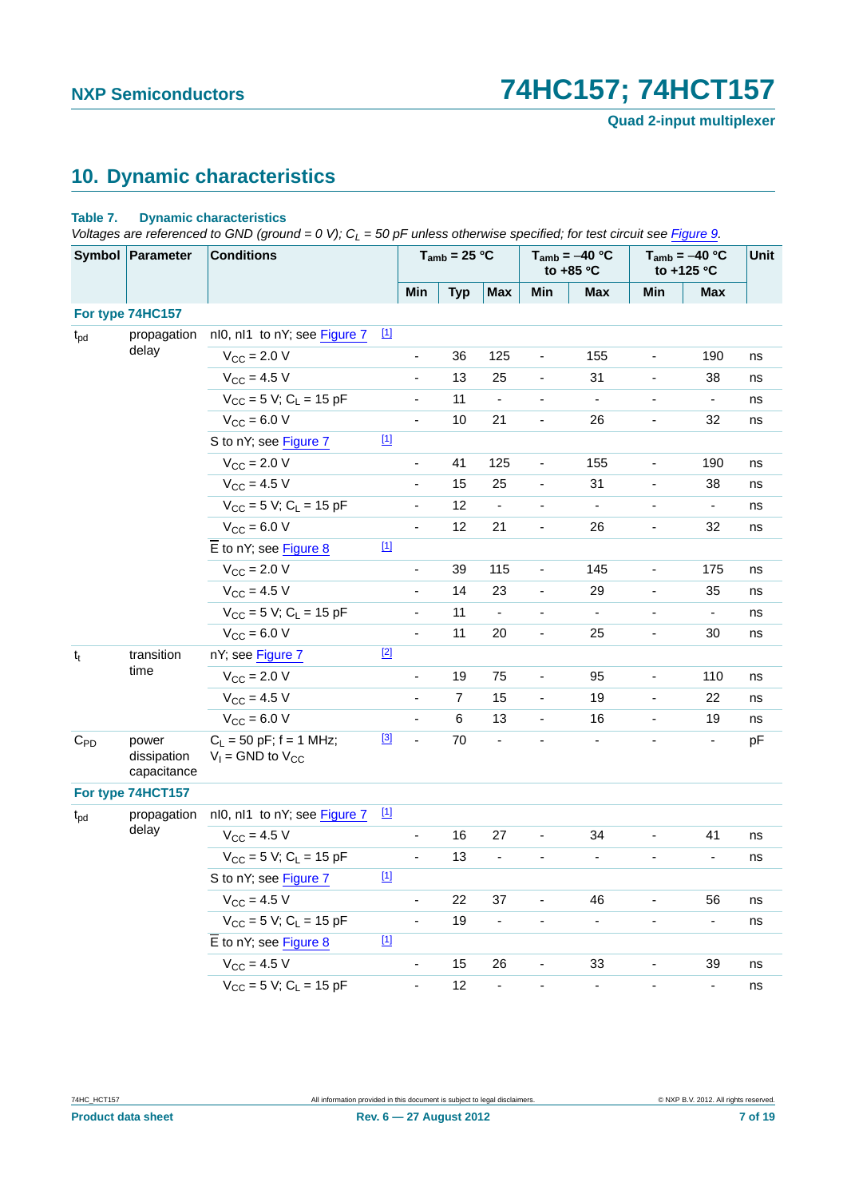## 10. Dynamic characteristics

**Table 7. Dynamic characteristics**

*Voltages are referenced to GND (ground = 0 V); $C_L$ = 50 pF unless otherwise specified; for test circuit see Figure 9.*

| Symbol | Parameter | Conditions | | $T_{amb}$ = 25 °C | | | $T_{amb}$ = −40 °C to +85 °C | | $T_{amb}$ = −40 °C to +125 °C | | Unit |
|---|---|---|---|---|---|---|---|---|---|---|---|
| | | | | Min | Typ | Max | Min | Max | Min | Max | |
| **For type 74HC157** | | | | | | | | | | | |
| $t_{pd}$ | propagation delay | nI0, nI1 to nY; see Figure 7 | [1] | | | | | | | | |
| | | $V_{CC}$ = 2.0 V | | - | 36 | 125 | - | 155 | - | 190 | ns |
| | | $V_{CC}$ = 4.5 V | | - | 13 | 25 | - | 31 | - | 38 | ns |
| | | $V_{CC}$ = 5 V; $C_L$ = 15 pF | | - | 11 | - | - | - | - | - | ns |
| | | $V_{CC}$ = 6.0 V | | - | 10 | 21 | - | 26 | - | 32 | ns |
| | | S to nY; see Figure 7 | [1] | | | | | | | | |
| | | $V_{CC}$ = 2.0 V | | - | 41 | 125 | - | 155 | - | 190 | ns |
| | | $V_{CC}$ = 4.5 V | | - | 15 | 25 | - | 31 | - | 38 | ns |
| | | $V_{CC}$ = 5 V; $C_L$ = 15 pF | | - | 12 | - | - | - | - | - | ns |
| | | $V_{CC}$ = 6.0 V | | - | 12 | 21 | - | 26 | - | 32 | ns |
| | | $\overline{E}$ to nY; see Figure 8 | [1] | | | | | | | | |
| | | $V_{CC}$ = 2.0 V | | - | 39 | 115 | - | 145 | - | 175 | ns |
| | | $V_{CC}$ = 4.5 V | | - | 14 | 23 | - | 29 | - | 35 | ns |
| | | $V_{CC}$ = 5 V; $C_L$ = 15 pF | | - | 11 | - | - | - | - | - | ns |
| | | $V_{CC}$ = 6.0 V | | - | 11 | 20 | - | 25 | - | 30 | ns |
| $t_t$ | transition time | nY; see Figure 7 | [2] | | | | | | | | |
| | | $V_{CC}$ = 2.0 V | | - | 19 | 75 | - | 95 | - | 110 | ns |
| | | $V_{CC}$ = 4.5 V | | - | 7 | 15 | - | 19 | - | 22 | ns |
| | | $V_{CC}$ = 6.0 V | | - | 6 | 13 | - | 16 | - | 19 | ns |
| $C_{PD}$ | power dissipation capacitance | $C_L$ = 50 pF; f = 1 MHz; $V_I$ = GND to $V_{CC}$ | [3] | - | 70 | - | - | - | - | - | pF |
| **For type 74HCT157** | | | | | | | | | | | |
| $t_{pd}$ | propagation delay | nI0, nI1 to nY; see Figure 7 | [1] | | | | | | | | |
| | | $V_{CC}$ = 4.5 V | | - | 16 | 27 | - | 34 | - | 41 | ns |
| | | $V_{CC}$ = 5 V; $C_L$ = 15 pF | | - | 13 | - | - | - | - | - | ns |
| | | S to nY; see Figure 7 | [1] | | | | | | | | |
| | | $V_{CC}$ = 4.5 V | | - | 22 | 37 | - | 46 | - | 56 | ns |
| | | $V_{CC}$ = 5 V; $C_L$ = 15 pF | | - | 19 | - | - | - | - | - | ns |
| | | $\overline{E}$ to nY; see Figure 8 | [1] | | | | | | | | |
| | | $V_{CC}$ = 4.5 V | | - | 15 | 26 | - | 33 | - | 39 | ns |
| | | $V_{CC}$ = 5 V; $C_L$ = 15 pF | | - | 12 | - | - | - | - | - | ns |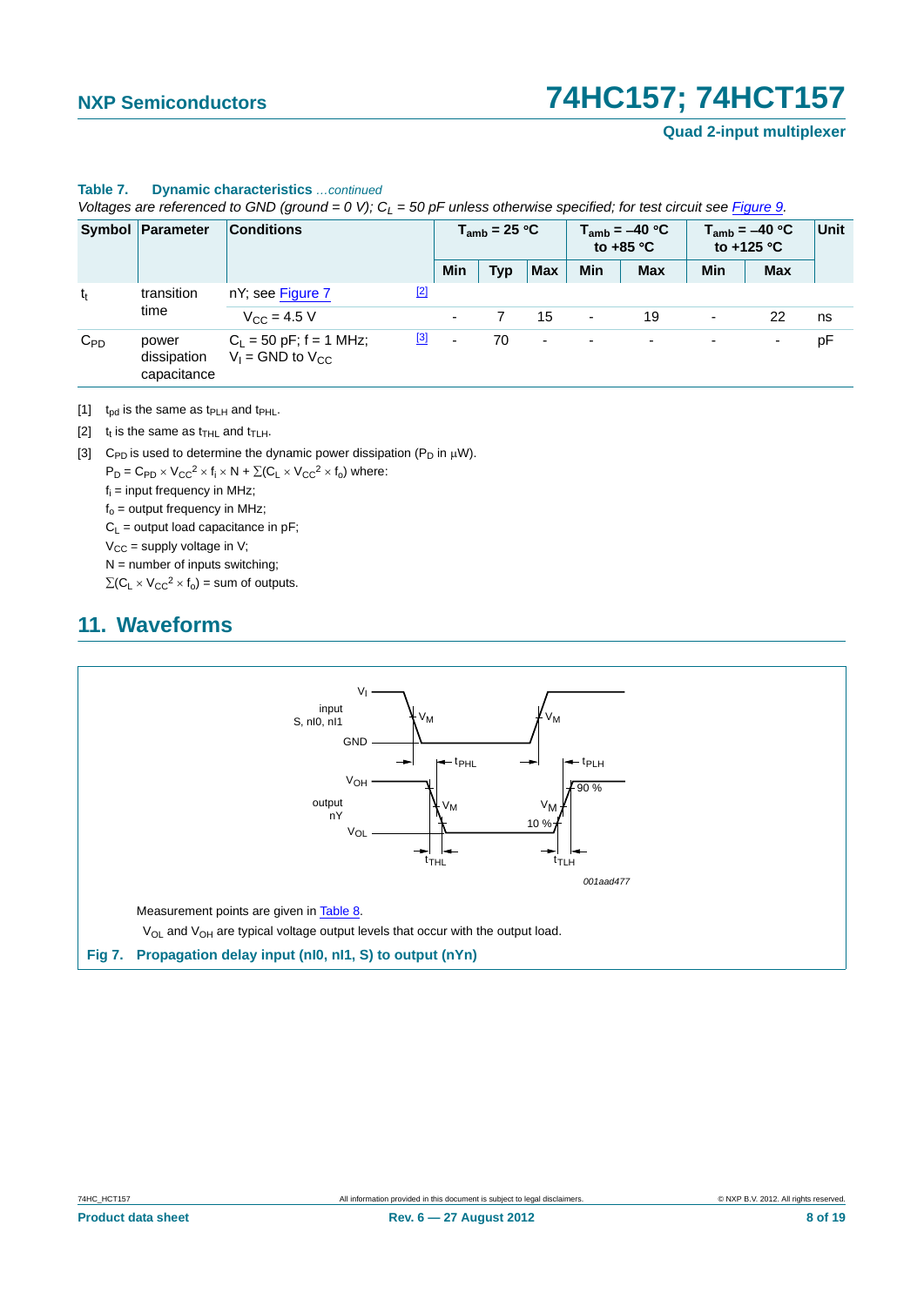**Table 7. Dynamic characteristics** *...continued*

*Voltages are referenced to GND (ground = 0 V); $C_L$ = 50 pF unless otherwise specified; for test circuit see Figure 9.*

| Symbol | Parameter | Conditions | | $T_{amb}$ = 25 °C | | | $T_{amb}$ = –40 °C to +85 °C | | $T_{amb}$ = –40 °C to +125 °C | | Unit |
|---|---|---|---|---|---|---|---|---|---|---|---|
| | | | | Min | Typ | Max | Min | Max | Min | Max | |
| $t_t$ | transition time | nY; see Figure 7 | [2] | | | | | | | | |
| | | $V_{CC}$ = 4.5 V | | - | 7 | 15 | - | 19 | - | 22 | ns |
| $C_{PD}$ | power dissipation capacitance | $C_L$ = 50 pF; f = 1 MHz; $V_I$ = GND to $V_{CC}$ | [3] | - | 70 | - | - | - | - | - | pF |

[1] $t_{pd}$ is the same as $t_{PLH}$ and $t_{PHL}$.

[2] $t_t$ is the same as $t_{THL}$ and $t_{TLH}$.

[3] $C_{PD}$ is used to determine the dynamic power dissipation ($P_D$ in μW).

$P_D = C_{PD} \times V_{CC}^2 \times f_i \times N + \sum(C_L \times V_{CC}^2 \times f_o)$ where:

$f_i$ = input frequency in MHz;

$f_o$ = output frequency in MHz;

$C_L$ = output load capacitance in pF;

$V_{CC}$ = supply voltage in V;

N = number of inputs switching;

$\sum(C_L \times V_{CC}^2 \times f_o)$ = sum of outputs.

## 11. Waveforms

Measurement points are given in Table 8.

$V_{OL}$ and $V_{OH}$ are typical voltage output levels that occur with the output load.

**Fig 7. Propagation delay input (nI0, nI1, S) to output (nYn)**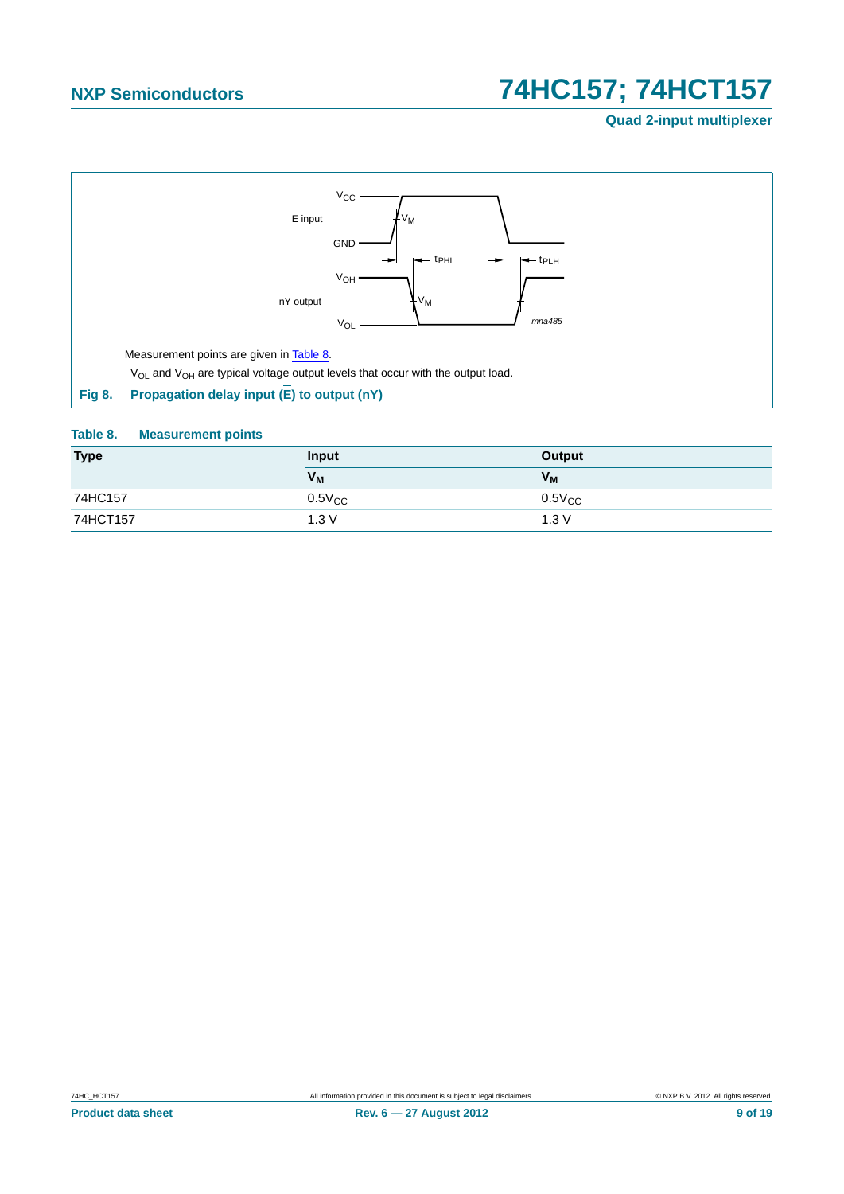Measurement points are given in Table 8.

$V_{OL}$ and $V_{OH}$ are typical voltage output levels that occur with the output load.

**Fig 8. Propagation delay input ($\overline{E}$) to output (nY)**

**Table 8. Measurement points**

| Type | Input | Output |
|---|---|---|
| | $V_M$ | $V_M$ |
| 74HC157 | $0.5V_{CC}$ | $0.5V_{CC}$ |
| 74HCT157 | 1.3 V | 1.3 V |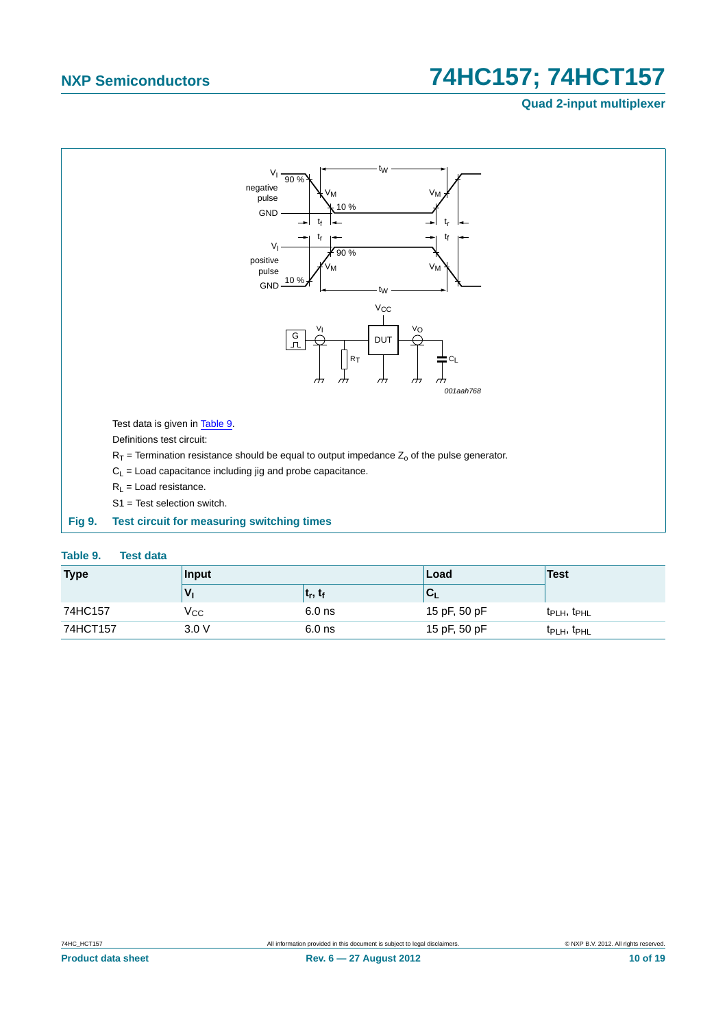Test data is given in Table 9.

Definitions test circuit:

$R_T$ = Termination resistance should be equal to output impedance $Z_o$ of the pulse generator.

$C_L$ = Load capacitance including jig and probe capacitance.

$R_L$ = Load resistance.

S1 = Test selection switch.

**Fig 9. Test circuit for measuring switching times**

**Table 9. Test data**

| Type | Input | | Load | Test |
|---|---|---|---|---|
| | $V_I$ | $t_r$, $t_f$ | $C_L$ | |
| 74HC157 | $V_{CC}$ | 6.0 ns | 15 pF, 50 pF | $t_{PLH}$, $t_{PHL}$ |
| 74HCT157 | 3.0 V | 6.0 ns | 15 pF, 50 pF | $t_{PLH}$, $t_{PHL}$ |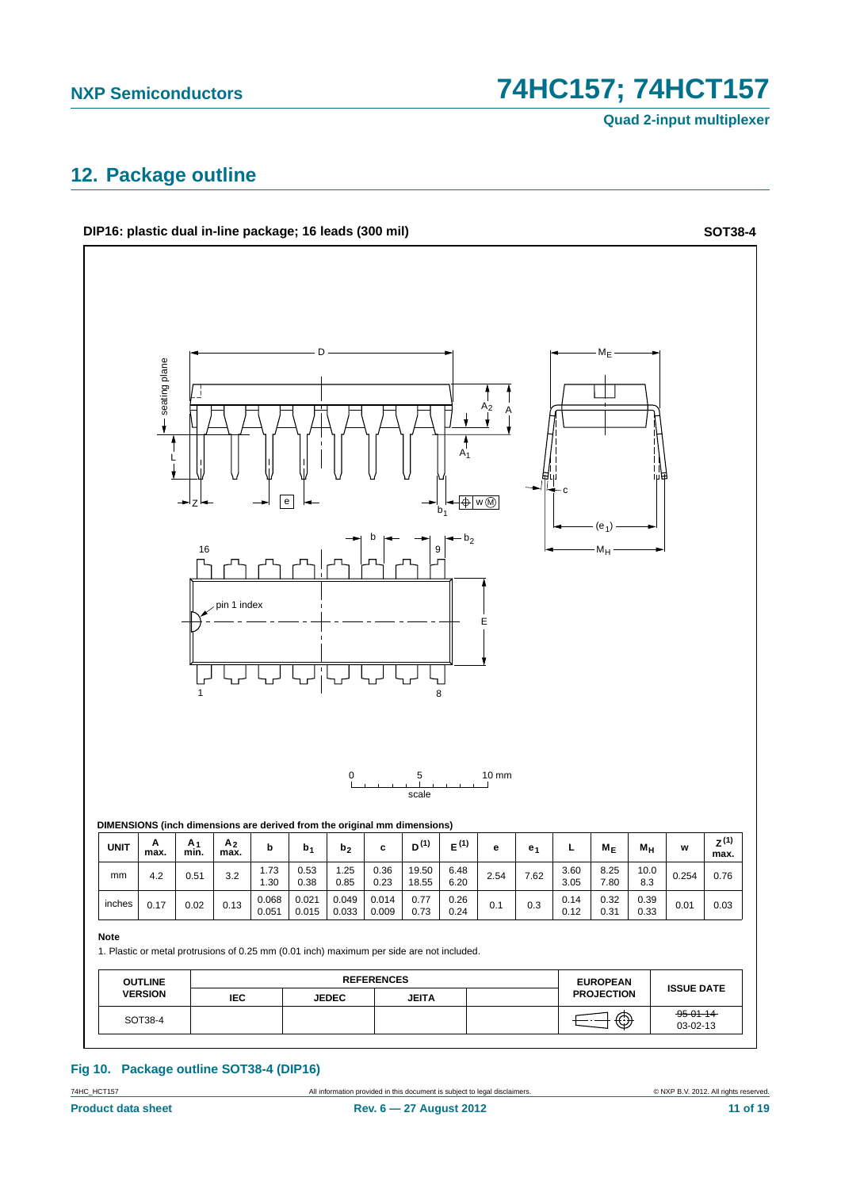## 12. Package outline

**DIP16: plastic dual in-line package; 16 leads (300 mil)** **SOT38-4**

DIMENSIONS (inch dimensions are derived from the original mm dimensions)

| UNIT | A max. | $A_1$ min. | $A_2$ max. | b | $b_1$ | $b_2$ | c | D [(1)] | E [(1)] | e | $e_1$ | L | $M_E$ | $M_H$ | w | Z [(1)] max. |
|---|---|---|---|---|---|---|---|---|---|---|---|---|---|---|---|---|
| mm | 4.2 | 0.51 | 3.2 | 1.73<br>1.30 | 0.53<br>0.38 | 1.25<br>0.85 | 0.36<br>0.23 | 19.50<br>18.55 | 6.48<br>6.20 | 2.54 | 7.62 | 3.60<br>3.05 | 8.25<br>7.80 | 10.0<br>8.3 | 0.254 | 0.76 |
| inches | 0.17 | 0.02 | 0.13 | 0.068<br>0.051 | 0.021<br>0.015 | 0.049<br>0.033 | 0.014<br>0.009 | 0.77<br>0.73 | 0.26<br>0.24 | 0.1 | 0.3 | 0.14<br>0.12 | 0.32<br>0.31 | 0.39<br>0.33 | 0.01 | 0.03 |

**Note**

1. Plastic or metal protrusions of 0.25 mm (0.01 inch) maximum per side are not included.

| OUTLINE VERSION | REFERENCES | | | | EUROPEAN PROJECTION | ISSUE DATE |
|---|---|---|---|---|---|---|
| | IEC | JEDEC | JEITA | | | |
| SOT38-4 | | | | | | ~~95-01-14~~<br>03-02-13 |

**Fig 10. Package outline SOT38-4 (DIP16)**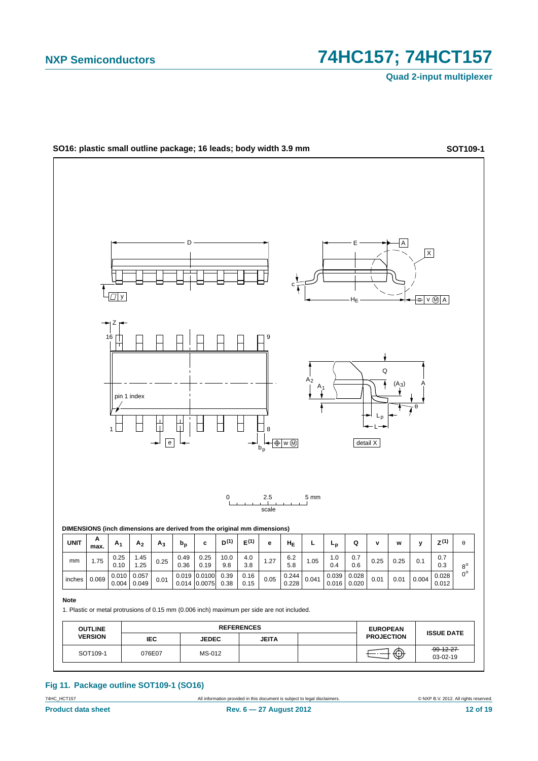**SO16: plastic small outline package; 16 leads; body width 3.9 mm** **SOT109-1**

DIMENSIONS (inch dimensions are derived from the original mm dimensions)

| UNIT | A max. | $A_1$ | $A_2$ | $A_3$ | $b_p$ | c | $D^{(1)}$ | $E^{(1)}$ | e | $H_E$ | L | $L_p$ | Q | v | w | y | $Z^{(1)}$ | θ |
|---|---|---|---|---|---|---|---|---|---|---|---|---|---|---|---|---|---|---|
| mm | 1.75 | 0.25<br>0.10 | 1.45<br>1.25 | 0.25 | 0.49<br>0.36 | 0.25<br>0.19 | 10.0<br>9.8 | 4.0<br>3.8 | 1.27 | 6.2<br>5.8 | 1.05 | 1.0<br>0.4 | 0.7<br>0.6 | 0.25 | 0.25 | 0.1 | 0.7<br>0.3 | 8°<br>0° |
| inches | 0.069 | 0.010<br>0.004 | 0.057<br>0.049 | 0.01 | 0.019<br>0.014 | 0.0100<br>0.0075 | 0.39<br>0.38 | 0.16<br>0.15 | 0.05 | 0.244<br>0.228 | 0.041 | 0.039<br>0.016 | 0.028<br>0.020 | 0.01 | 0.01 | 0.004 | 0.028<br>0.012 | |

**Note**

1. Plastic or metal protrusions of 0.15 mm (0.006 inch) maximum per side are not included.

| OUTLINE VERSION | REFERENCES | | | | EUROPEAN PROJECTION | ISSUE DATE |
|---|---|---|---|---|---|---|
| | IEC | JEDEC | JEITA | | | |
| SOT109-1 | 076E07 | MS-012 | | | | ~~99-12-27~~<br>03-02-19 |

**Fig 11. Package outline SOT109-1 (SO16)**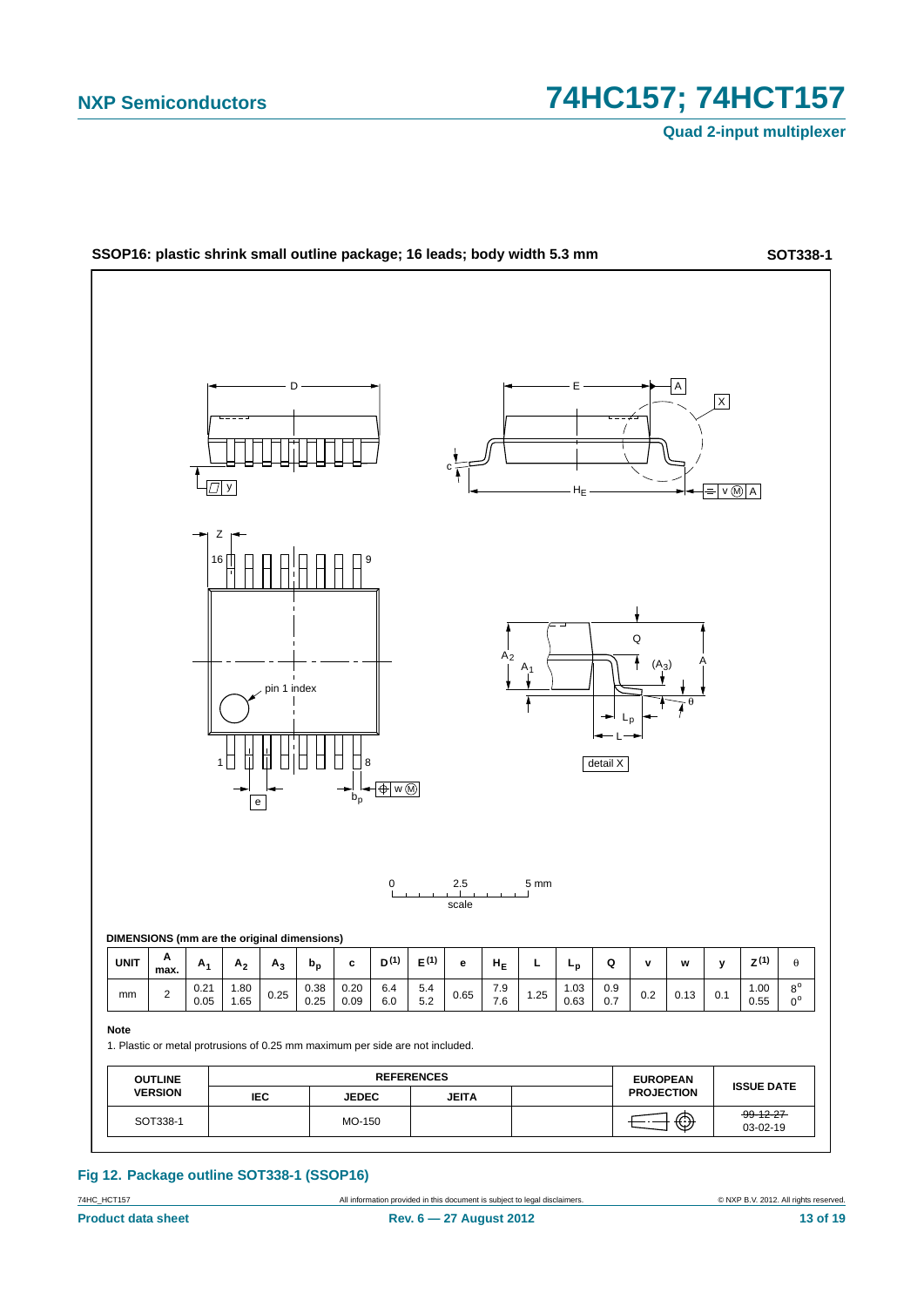**SSOP16: plastic shrink small outline package; 16 leads; body width 5.3 mm** **SOT338-1**

**DIMENSIONS (mm are the original dimensions)**

| UNIT | A max. | $A_1$ | $A_2$ | $A_3$ | $b_p$ | c | D (1) | E (1) | e | $H_E$ | L | $L_p$ | Q | v | w | y | Z (1) | θ |
|---|---|---|---|---|---|---|---|---|---|---|---|---|---|---|---|---|---|---|
| mm | 2 | 0.21<br>0.05 | 1.80<br>1.65 | 0.25 | 0.38<br>0.25 | 0.20<br>0.09 | 6.4<br>6.0 | 5.4<br>5.2 | 0.65 | 7.9<br>7.6 | 1.25 | 1.03<br>0.63 | 0.9<br>0.7 | 0.2 | 0.13 | 0.1 | 1.00<br>0.55 | 8°<br>0° |

**Note**

1. Plastic or metal protrusions of 0.25 mm maximum per side are not included.

| OUTLINE VERSION | REFERENCES | | | | EUROPEAN PROJECTION | ISSUE DATE |
|---|---|---|---|---|---|---|
| | IEC | JEDEC | JEITA | | | |
| SOT338-1 | | MO-150 | | | | ~~99-12-27~~<br>03-02-19 |

**Fig 12. Package outline SOT338-1 (SSOP16)**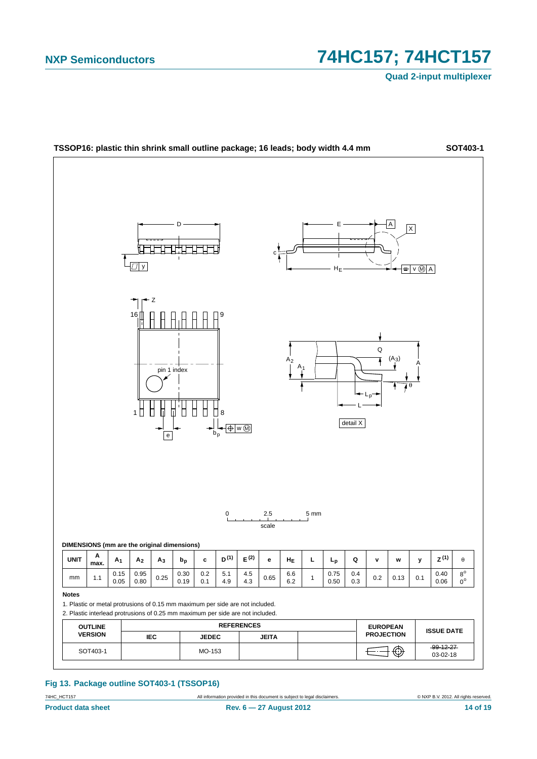**TSSOP16: plastic thin shrink small outline package; 16 leads; body width 4.4 mm** **SOT403-1**

**DIMENSIONS (mm are the original dimensions)**

| UNIT | A max. | $A_1$ | $A_2$ | $A_3$ | $b_p$ | c | $D^{(1)}$ | $E^{(2)}$ | e | $H_E$ | L | $L_p$ | Q | v | w | y | $Z^{(1)}$ | θ |
|---|---|---|---|---|---|---|---|---|---|---|---|---|---|---|---|---|---|---|
| mm | 1.1 | 0.15<br>0.05 | 0.95<br>0.80 | 0.25 | 0.30<br>0.19 | 0.2<br>0.1 | 5.1<br>4.9 | 4.5<br>4.3 | 0.65 | 6.6<br>6.2 | 1 | 0.75<br>0.50 | 0.4<br>0.3 | 0.2 | 0.13 | 0.1 | 0.40<br>0.06 | 8°<br>0° |

**Notes**

1. Plastic or metal protrusions of 0.15 mm maximum per side are not included.
2. Plastic interlead protrusions of 0.25 mm maximum per side are not included.

| OUTLINE VERSION | REFERENCES | | | | EUROPEAN PROJECTION | ISSUE DATE |
|---|---|---|---|---|---|---|
| | IEC | JEDEC | JEITA | | | |
| SOT403-1 | | MO-153 | | | | ~~99-12-27~~<br>03-02-18 |

**Fig 13. Package outline SOT403-1 (TSSOP16)**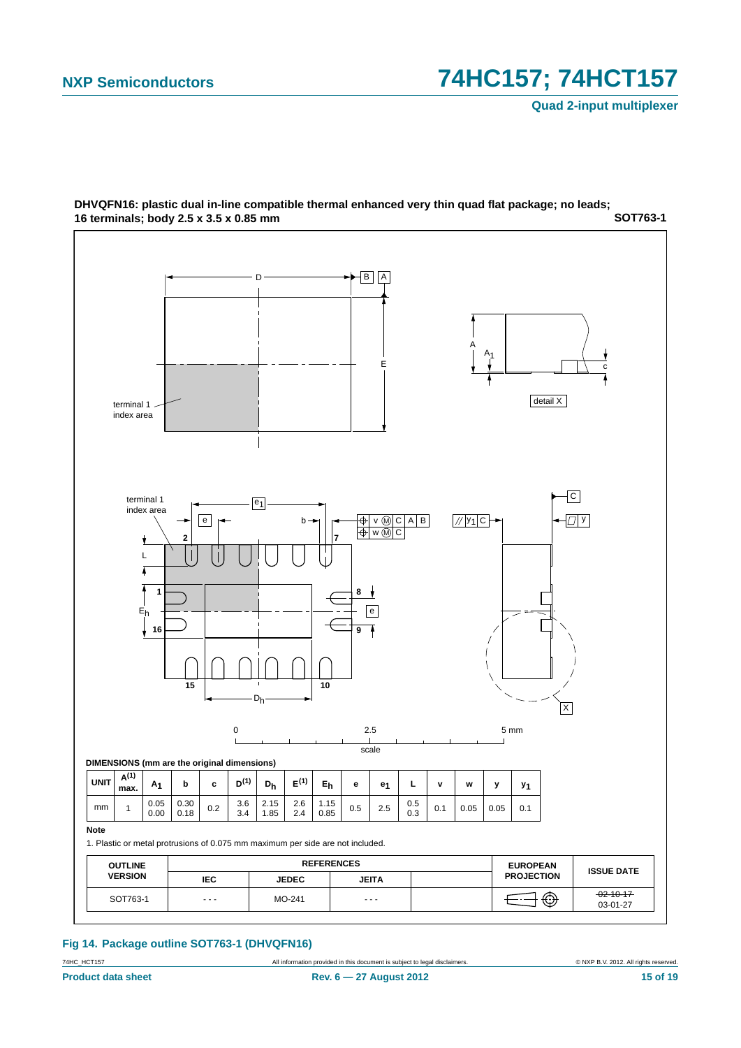**DHVQFN16: plastic dual in-line compatible thermal enhanced very thin quad flat package; no leads; 16 terminals; body 2.5 x 3.5 x 0.85 mm** **SOT763-1**

**DIMENSIONS (mm are the original dimensions)**

| UNIT | $A^{(1)}$ max. | $A_1$ | b | c | $D^{(1)}$ | $D_h$ | $E^{(1)}$ | $E_h$ | e | $e_1$ | L | v | w | y | $y_1$ |
|---|---|---|---|---|---|---|---|---|---|---|---|---|---|---|---|
| mm | 1 | 0.05<br>0.00 | 0.30<br>0.18 | 0.2 | 3.6<br>3.4 | 2.15<br>1.85 | 2.6<br>2.4 | 1.15<br>0.85 | 0.5 | 2.5 | 0.5<br>0.3 | 0.1 | 0.05 | 0.05 | 0.1 |

**Note**

1. Plastic or metal protrusions of 0.075 mm maximum per side are not included.

| OUTLINE VERSION | REFERENCES | | | | EUROPEAN PROJECTION | ISSUE DATE |
|---|---|---|---|---|---|---|
| | IEC | JEDEC | JEITA | | | |
| SOT763-1 | - - - | MO-241 | - - - | | | ~~02-10-17~~<br>03-01-27 |

**Fig 14. Package outline SOT763-1 (DHVQFN16)**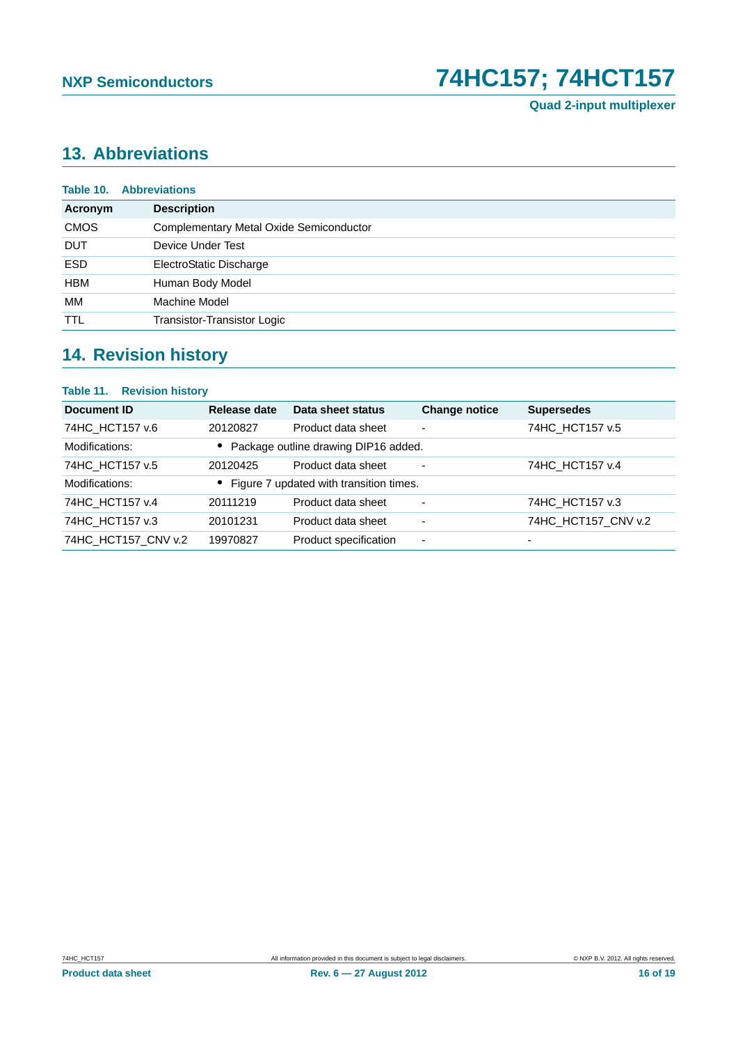## 13. Abbreviations

**Table 10. Abbreviations**

| Acronym | Description |
|---|---|
| CMOS | Complementary Metal Oxide Semiconductor |
| DUT | Device Under Test |
| ESD | ElectroStatic Discharge |
| HBM | Human Body Model |
| MM | Machine Model |
| TTL | Transistor-Transistor Logic |

## 14. Revision history

**Table 11. Revision history**

| Document ID | Release date | Data sheet status | Change notice | Supersedes |
|---|---|---|---|---|
| 74HC_HCT157 v.6 | 20120827 | Product data sheet | - | 74HC_HCT157 v.5 |
| Modifications: | • Package outline drawing DIP16 added. | | | |
| 74HC_HCT157 v.5 | 20120425 | Product data sheet | - | 74HC_HCT157 v.4 |
| Modifications: | • Figure 7 updated with transition times. | | | |
| 74HC_HCT157 v.4 | 20111219 | Product data sheet | - | 74HC_HCT157 v.3 |
| 74HC_HCT157 v.3 | 20101231 | Product data sheet | - | 74HC_HCT157_CNV v.2 |
| 74HC_HCT157_CNV v.2 | 19970827 | Product specification | - | - |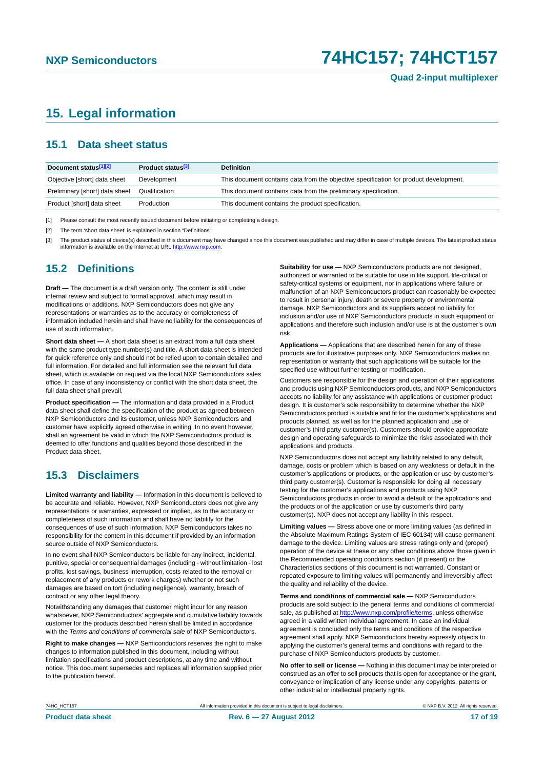# 15. Legal information

## 15.1 Data sheet status

| Document status[1][2] | Product status[3] | Definition |
|---|---|---|
| Objective [short] data sheet | Development | This document contains data from the objective specification for product development. |
| Preliminary [short] data sheet | Qualification | This document contains data from the preliminary specification. |
| Product [short] data sheet | Production | This document contains the product specification. |

[1] Please consult the most recently issued document before initiating or completing a design.

[2] The term 'short data sheet' is explained in section "Definitions".

[3] The product status of device(s) described in this document may have changed since this document was published and may differ in case of multiple devices. The latest product status information is available on the Internet at URL http://www.nxp.com.

## 15.2 Definitions

**Draft —** The document is a draft version only. The content is still under internal review and subject to formal approval, which may result in modifications or additions. NXP Semiconductors does not give any representations or warranties as to the accuracy or completeness of information included herein and shall have no liability for the consequences of use of such information.

**Short data sheet —** A short data sheet is an extract from a full data sheet with the same product type number(s) and title. A short data sheet is intended for quick reference only and should not be relied upon to contain detailed and full information. For detailed and full information see the relevant full data sheet, which is available on request via the local NXP Semiconductors sales office. In case of any inconsistency or conflict with the short data sheet, the full data sheet shall prevail.

**Product specification —** The information and data provided in a Product data sheet shall define the specification of the product as agreed between NXP Semiconductors and its customer, unless NXP Semiconductors and customer have explicitly agreed otherwise in writing. In no event however, shall an agreement be valid in which the NXP Semiconductors product is deemed to offer functions and qualities beyond those described in the Product data sheet.

## 15.3 Disclaimers

**Limited warranty and liability —** Information in this document is believed to be accurate and reliable. However, NXP Semiconductors does not give any representations or warranties, expressed or implied, as to the accuracy or completeness of such information and shall have no liability for the consequences of use of such information. NXP Semiconductors takes no responsibility for the content in this document if provided by an information source outside of NXP Semiconductors.

In no event shall NXP Semiconductors be liable for any indirect, incidental, punitive, special or consequential damages (including - without limitation - lost profits, lost savings, business interruption, costs related to the removal or replacement of any products or rework charges) whether or not such damages are based on tort (including negligence), warranty, breach of contract or any other legal theory.

Notwithstanding any damages that customer might incur for any reason whatsoever, NXP Semiconductors' aggregate and cumulative liability towards customer for the products described herein shall be limited in accordance with the *Terms and conditions of commercial sale* of NXP Semiconductors.

**Right to make changes —** NXP Semiconductors reserves the right to make changes to information published in this document, including without limitation specifications and product descriptions, at any time and without notice. This document supersedes and replaces all information supplied prior to the publication hereof.

**Suitability for use —** NXP Semiconductors products are not designed, authorized or warranted to be suitable for use in life support, life-critical or safety-critical systems or equipment, nor in applications where failure or malfunction of an NXP Semiconductors product can reasonably be expected to result in personal injury, death or severe property or environmental damage. NXP Semiconductors and its suppliers accept no liability for inclusion and/or use of NXP Semiconductors products in such equipment or applications and therefore such inclusion and/or use is at the customer's own risk.

**Applications —** Applications that are described herein for any of these products are for illustrative purposes only. NXP Semiconductors makes no representation or warranty that such applications will be suitable for the specified use without further testing or modification.

Customers are responsible for the design and operation of their applications and products using NXP Semiconductors products, and NXP Semiconductors accepts no liability for any assistance with applications or customer product design. It is customer's sole responsibility to determine whether the NXP Semiconductors product is suitable and fit for the customer's applications and products planned, as well as for the planned application and use of customer's third party customer(s). Customers should provide appropriate design and operating safeguards to minimize the risks associated with their applications and products.

NXP Semiconductors does not accept any liability related to any default, damage, costs or problem which is based on any weakness or default in the customer's applications or products, or the application or use by customer's third party customer(s). Customer is responsible for doing all necessary testing for the customer's applications and products using NXP Semiconductors products in order to avoid a default of the applications and the products or of the application or use by customer's third party customer(s). NXP does not accept any liability in this respect.

**Limiting values —** Stress above one or more limiting values (as defined in the Absolute Maximum Ratings System of IEC 60134) will cause permanent damage to the device. Limiting values are stress ratings only and (proper) operation of the device at these or any other conditions above those given in the Recommended operating conditions section (if present) or the Characteristics sections of this document is not warranted. Constant or repeated exposure to limiting values will permanently and irreversibly affect the quality and reliability of the device.

**Terms and conditions of commercial sale —** NXP Semiconductors products are sold subject to the general terms and conditions of commercial sale, as published at http://www.nxp.com/profile/terms, unless otherwise agreed in a valid written individual agreement. In case an individual agreement is concluded only the terms and conditions of the respective agreement shall apply. NXP Semiconductors hereby expressly objects to applying the customer's general terms and conditions with regard to the purchase of NXP Semiconductors products by customer.

**No offer to sell or license —** Nothing in this document may be interpreted or construed as an offer to sell products that is open for acceptance or the grant, conveyance or implication of any license under any copyrights, patents or other industrial or intellectual property rights.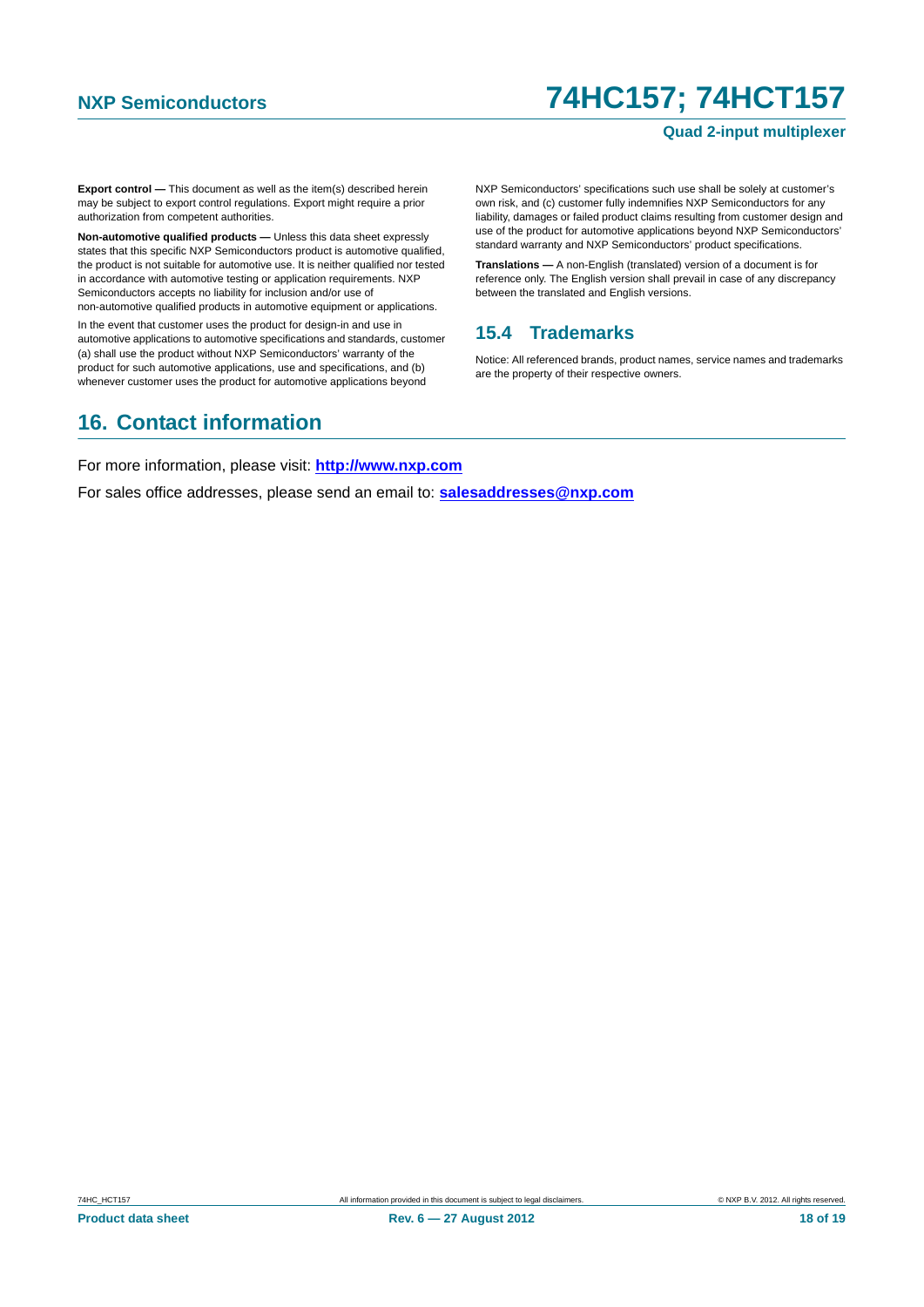**Export control —** This document as well as the item(s) described herein may be subject to export control regulations. Export might require a prior authorization from competent authorities.

**Non-automotive qualified products —** Unless this data sheet expressly states that this specific NXP Semiconductors product is automotive qualified, the product is not suitable for automotive use. It is neither qualified nor tested in accordance with automotive testing or application requirements. NXP Semiconductors accepts no liability for inclusion and/or use of non-automotive qualified products in automotive equipment or applications.

In the event that customer uses the product for design-in and use in automotive applications to automotive specifications and standards, customer (a) shall use the product without NXP Semiconductors' warranty of the product for such automotive applications, use and specifications, and (b) whenever customer uses the product for automotive applications beyond NXP Semiconductors' specifications such use shall be solely at customer's own risk, and (c) customer fully indemnifies NXP Semiconductors for any liability, damages or failed product claims resulting from customer design and use of the product for automotive applications beyond NXP Semiconductors' standard warranty and NXP Semiconductors' product specifications.

**Translations —** A non-English (translated) version of a document is for reference only. The English version shall prevail in case of any discrepancy between the translated and English versions.

### 15.4 Trademarks

Notice: All referenced brands, product names, service names and trademarks are the property of their respective owners.

## 16. Contact information

For more information, please visit: **http://www.nxp.com**

For sales office addresses, please send an email to: **salesaddresses@nxp.com**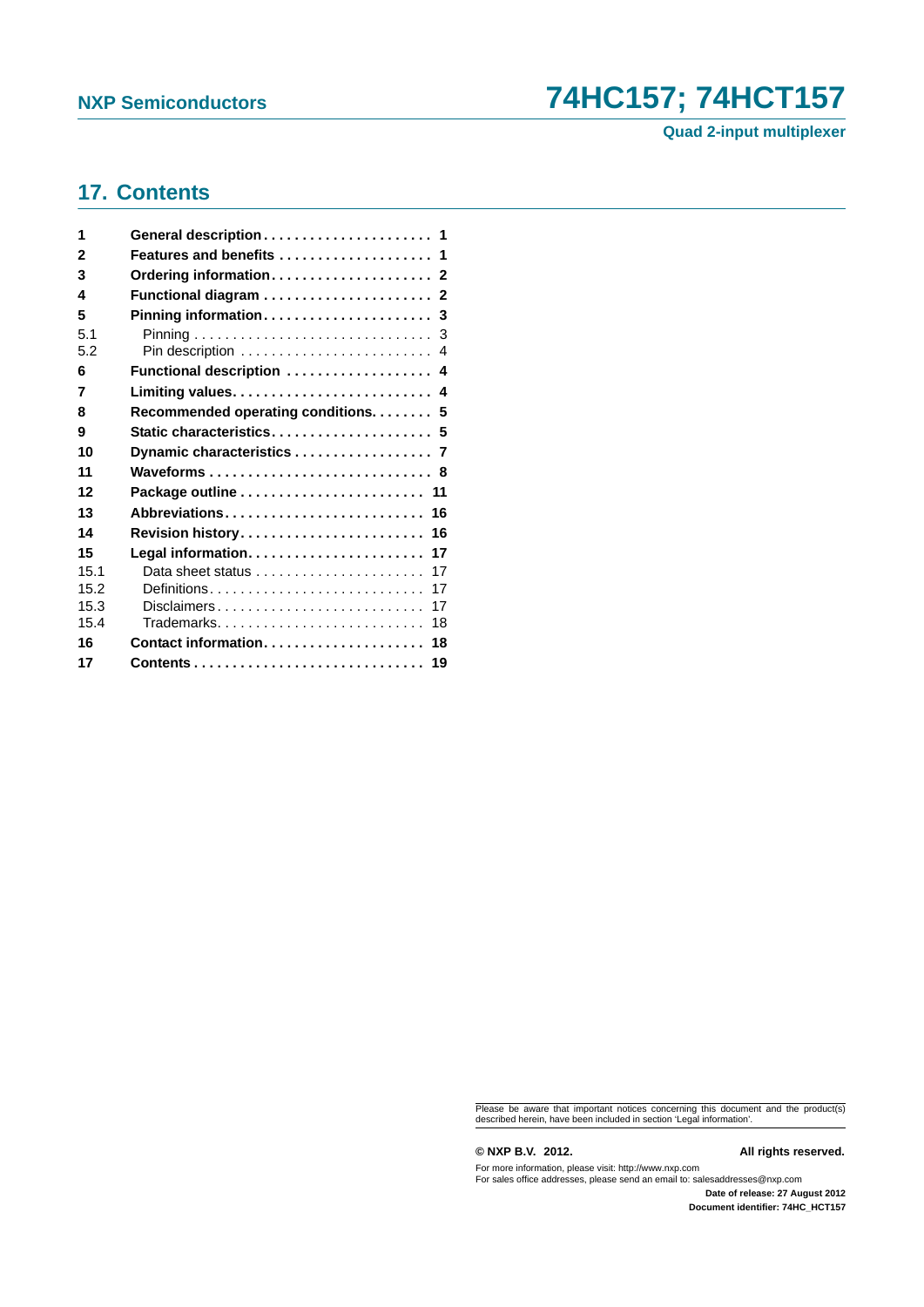## 17. Contents

| | | |
|---|---|---|
| **1** | **General description** | **1** |
| **2** | **Features and benefits** | **1** |
| **3** | **Ordering information** | **2** |
| **4** | **Functional diagram** | **2** |
| **5** | **Pinning information** | **3** |
| 5.1 | Pinning | 3 |
| 5.2 | Pin description | 4 |
| **6** | **Functional description** | **4** |
| **7** | **Limiting values** | **4** |
| **8** | **Recommended operating conditions** | **5** |
| **9** | **Static characteristics** | **5** |
| **10** | **Dynamic characteristics** | **7** |
| **11** | **Waveforms** | **8** |
| **12** | **Package outline** | **11** |
| **13** | **Abbreviations** | **16** |
| **14** | **Revision history** | **16** |
| **15** | **Legal information** | **17** |
| 15.1 | Data sheet status | 17 |
| 15.2 | Definitions | 17 |
| 15.3 | Disclaimers | 17 |
| 15.4 | Trademarks | 18 |
| **16** | **Contact information** | **18** |
| **17** | **Contents** | **19** |

Please be aware that important notices concerning this document and the product(s) described herein, have been included in section 'Legal information'.

**© NXP B.V. 2012.** **All rights reserved.**

For more information, please visit: http://www.nxp.com
For sales office addresses, please send an email to: salesaddresses@nxp.com

**Date of release: 27 August 2012**

**Document identifier: 74HC_HCT157**